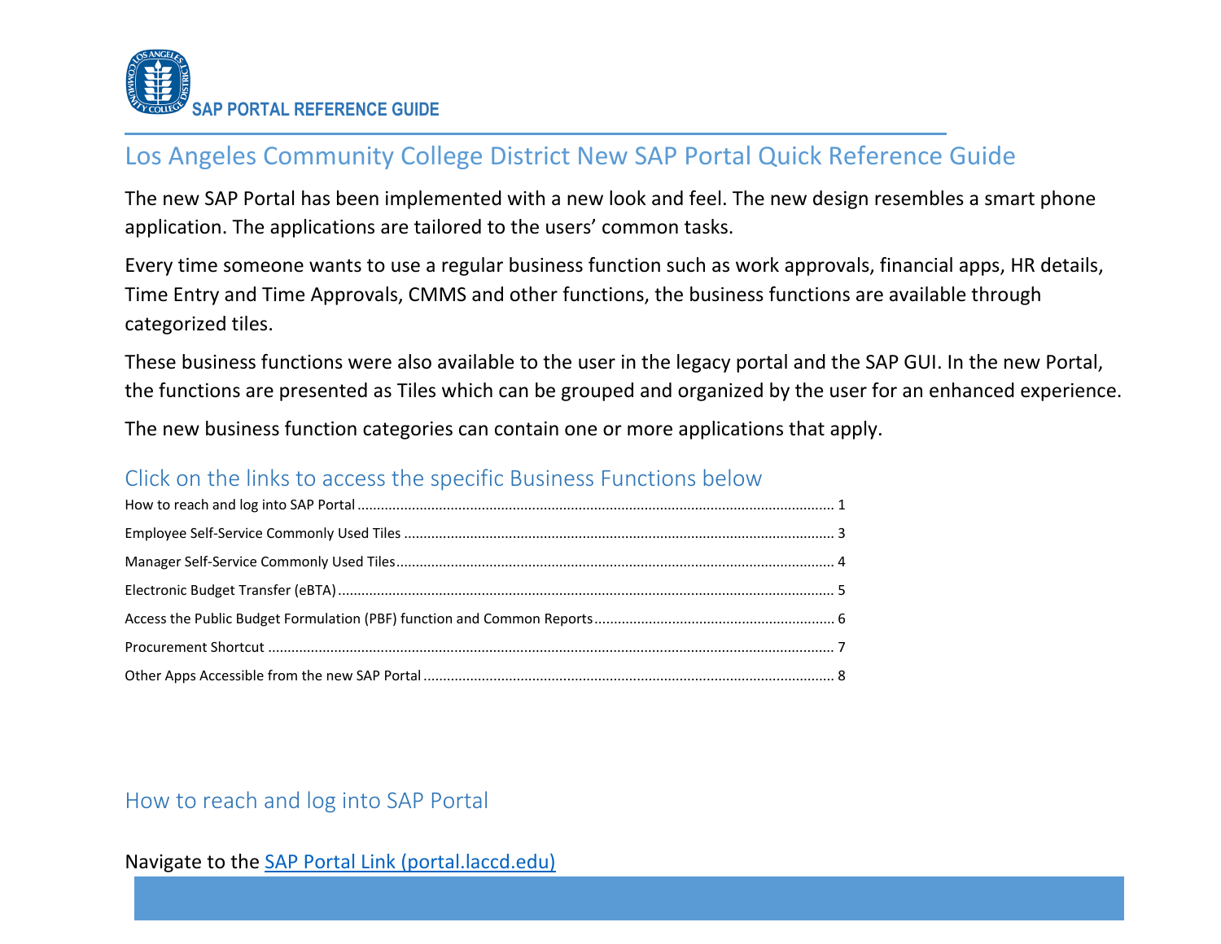SAP PORTAL REFERENCE GUIDE

# Los Angeles Community College District New SAP Portal Quick Reference Guide

The new SAP Portal has been implemented with a new look and feel. The new design resembles a smart phone application. The applications are tailored to the users' common tasks.

Every time someone wants to use a regular business function such as work approvals, financial apps, HR details, Time Entry and Time Approvals, CMMS and other functions, the business functions are available through categorized tiles.

These business functions were also available to the user in the legacy portal and the SAP GUI. In the new Portal, the functions are presented as Tiles which can be grouped and organized by the user for an enhanced experience.

The new business function categories can contain one or more applications that apply.

## Click on the links to access the specific Business Functions below

- How to reach and log into SAP Portal ........ 1
- Employee Self-Service Commonly Used Tiles ........ 3
- Manager Self-Service Commonly Used Tiles ........ 4
- Electronic Budget Transfer (eBTA) ........ 5
- Access the Public Budget Formulation (PBF) function and Common Reports ........ 6
- Procurement Shortcut ........ 7
- Other Apps Accessible from the new SAP Portal ........ 8

## How to reach and log into SAP Portal

Navigate to the [SAP Portal Link (portal.laccd.edu)](portal.laccd.edu)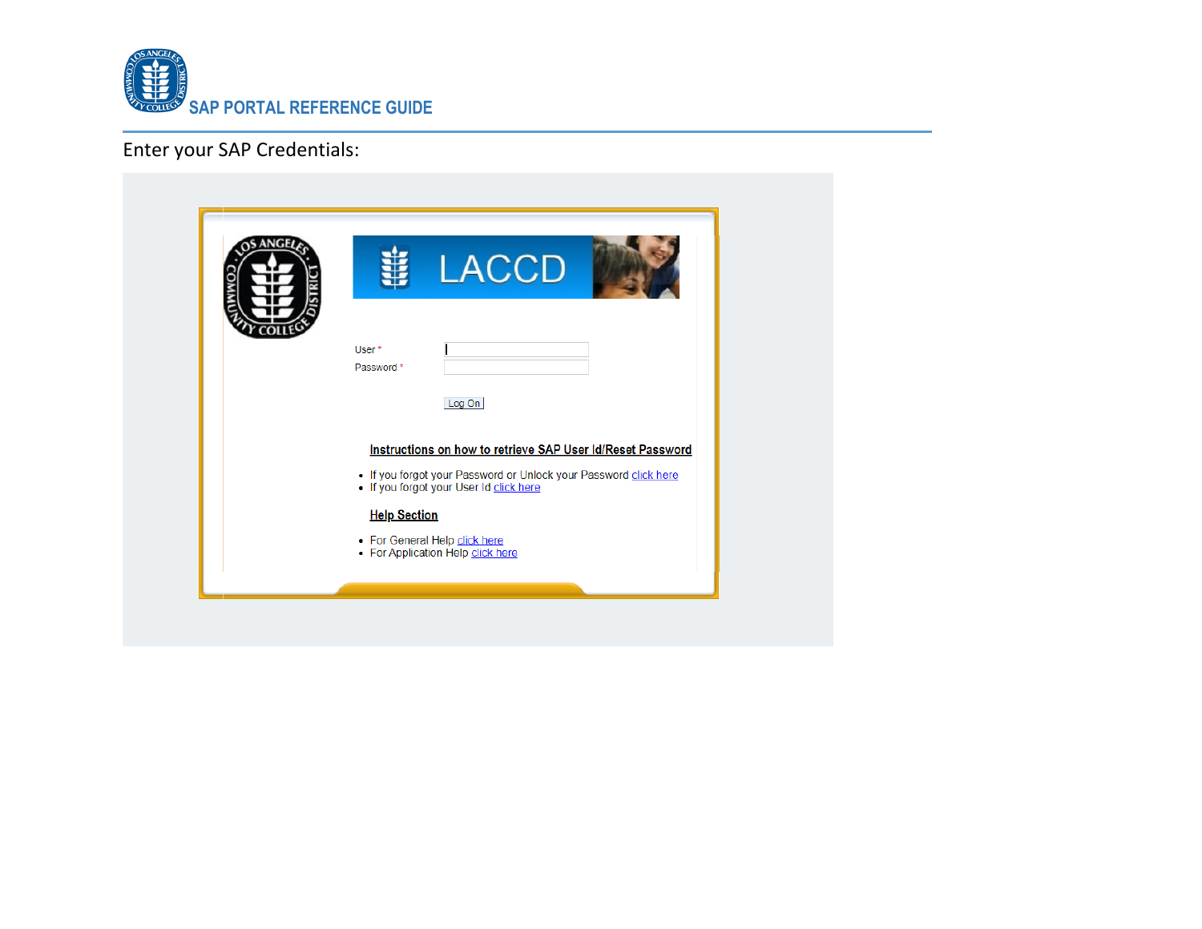Enter your SAP Credentials:

User *

Password *

Log On

**Instructions on how to retrieve SAP User Id/Reset Password**

- If you forgot your Password or Unlock your Password click here
- If you forgot your User Id click here

**Help Section**

- For General Help click here
- For Application Help click here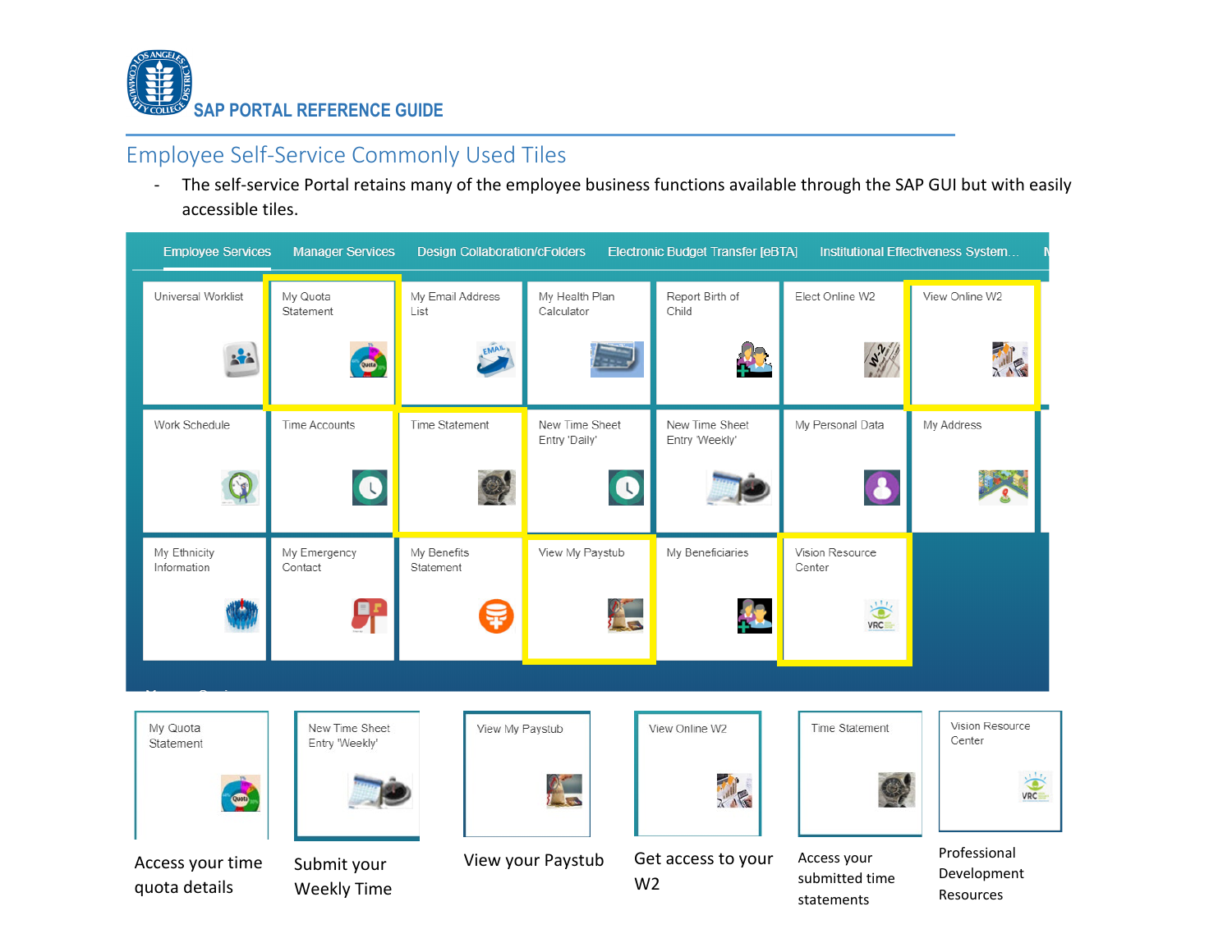**SAP PORTAL REFERENCE GUIDE**

## Employee Self-Service Commonly Used Tiles

- The self-service Portal retains many of the employee business functions available through the SAP GUI but with easily accessible tiles.

Employee Services | Manager Services | Design Collaboration/cFolders | Electronic Budget Transfer [eBTA] | Institutional Effectiveness System...

| | | | | | | |
|---|---|---|---|---|---|---|
| Universal Worklist | My Quota Statement | My Email Address List | My Health Plan Calculator | Report Birth of Child | Elect Online W2 | View Online W2 |
| Work Schedule | Time Accounts | Time Statement | New Time Sheet Entry 'Daily' | New Time Sheet Entry 'Weekly' | My Personal Data | My Address |
| My Ethnicity Information | My Emergency Contact | My Benefits Statement | View My Paystub | My Beneficiaries | Vision Resource Center | |

| Tile | Description |
|---|---|
| My Quota Statement | Access your time quota details |
| New Time Sheet Entry 'Weekly' | Submit your Weekly Time |
| View My Paystub | View your Paystub |
| View Online W2 | Get access to your W2 |
| Time Statement | Access your submitted time statements |
| Vision Resource Center | Professional Development Resources |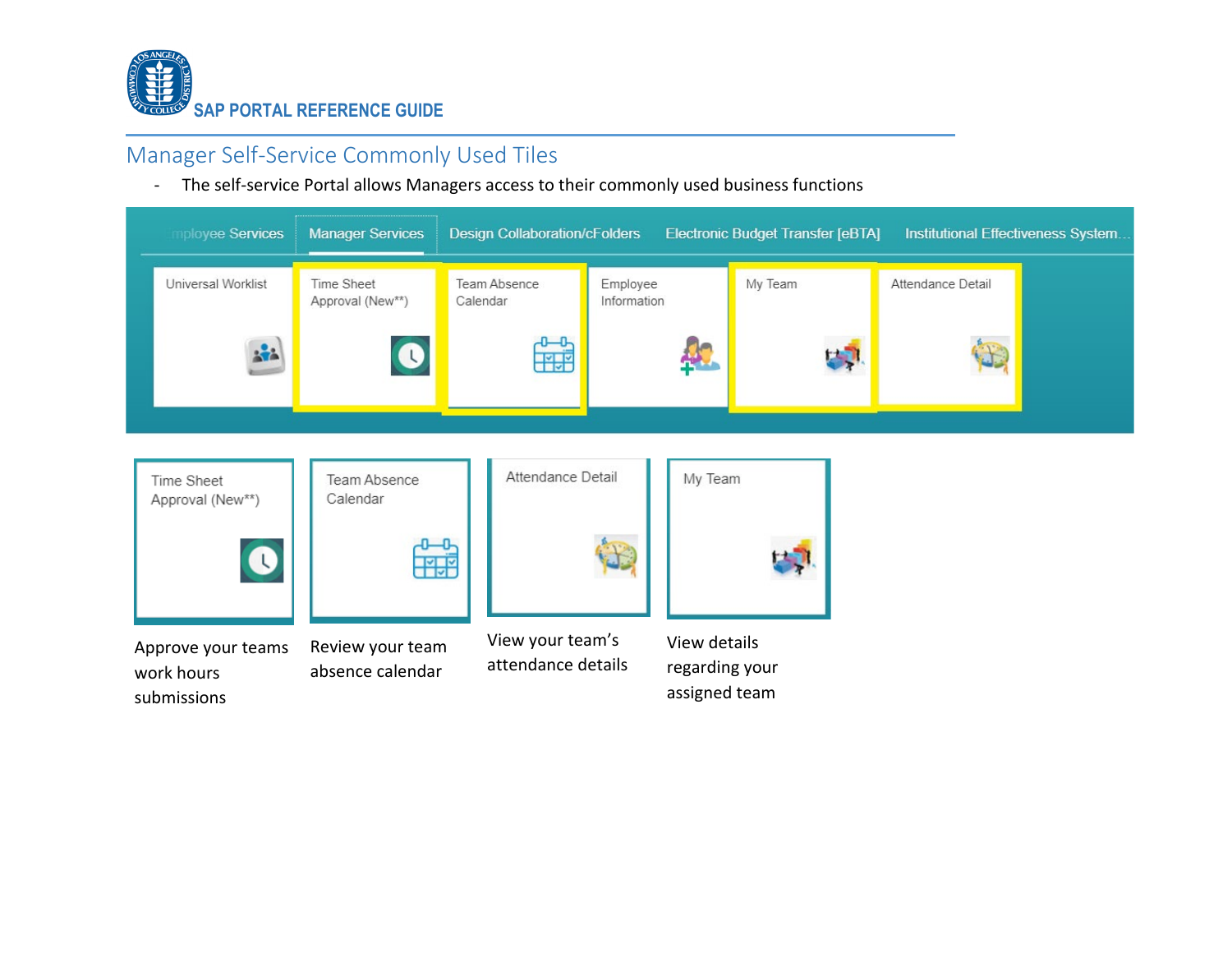## Manager Self-Service Commonly Used Tiles

- The self-service Portal allows Managers access to their commonly used business functions

Employee Services | Manager Services | Design Collaboration/cFolders | Electronic Budget Transfer [eBTA] | Institutional Effectiveness System...

Universal Worklist | Time Sheet Approval (New**) | Team Absence Calendar | Employee Information | My Team | Attendance Detail

| Time Sheet Approval (New**) | Team Absence Calendar | Attendance Detail | My Team |
| --- | --- | --- | --- |
| Approve your teams work hours submissions | Review your team absence calendar | View your team's attendance details | View details regarding your assigned team |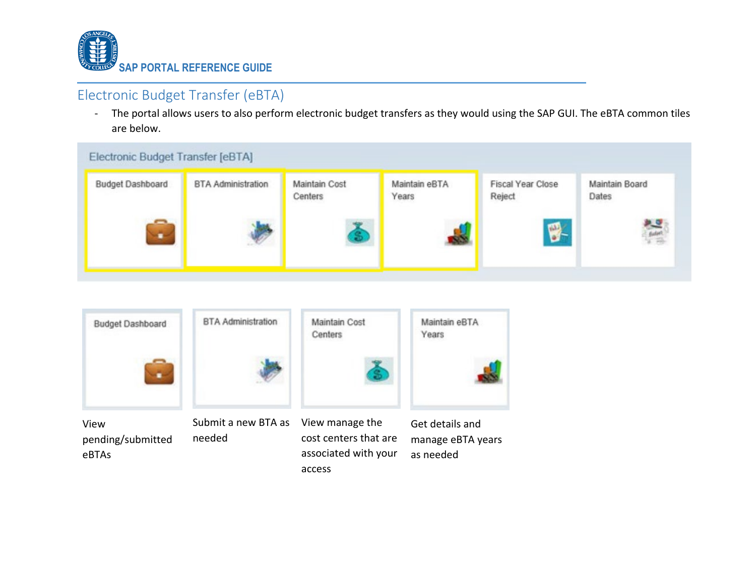## Electronic Budget Transfer (eBTA)

- The portal allows users to also perform electronic budget transfers as they would using the SAP GUI. The eBTA common tiles are below.

Electronic Budget Transfer [eBTA]

| Budget Dashboard | BTA Administration | Maintain Cost Centers | Maintain eBTA Years | Fiscal Year Close Reject | Maintain Board Dates |
|---|---|---|---|---|---|

| Budget Dashboard | BTA Administration | Maintain Cost Centers | Maintain eBTA Years |
|---|---|---|---|
| View pending/submitted eBTAs | Submit a new BTA as needed | View manage the cost centers that are associated with your access | Get details and manage eBTA years as needed |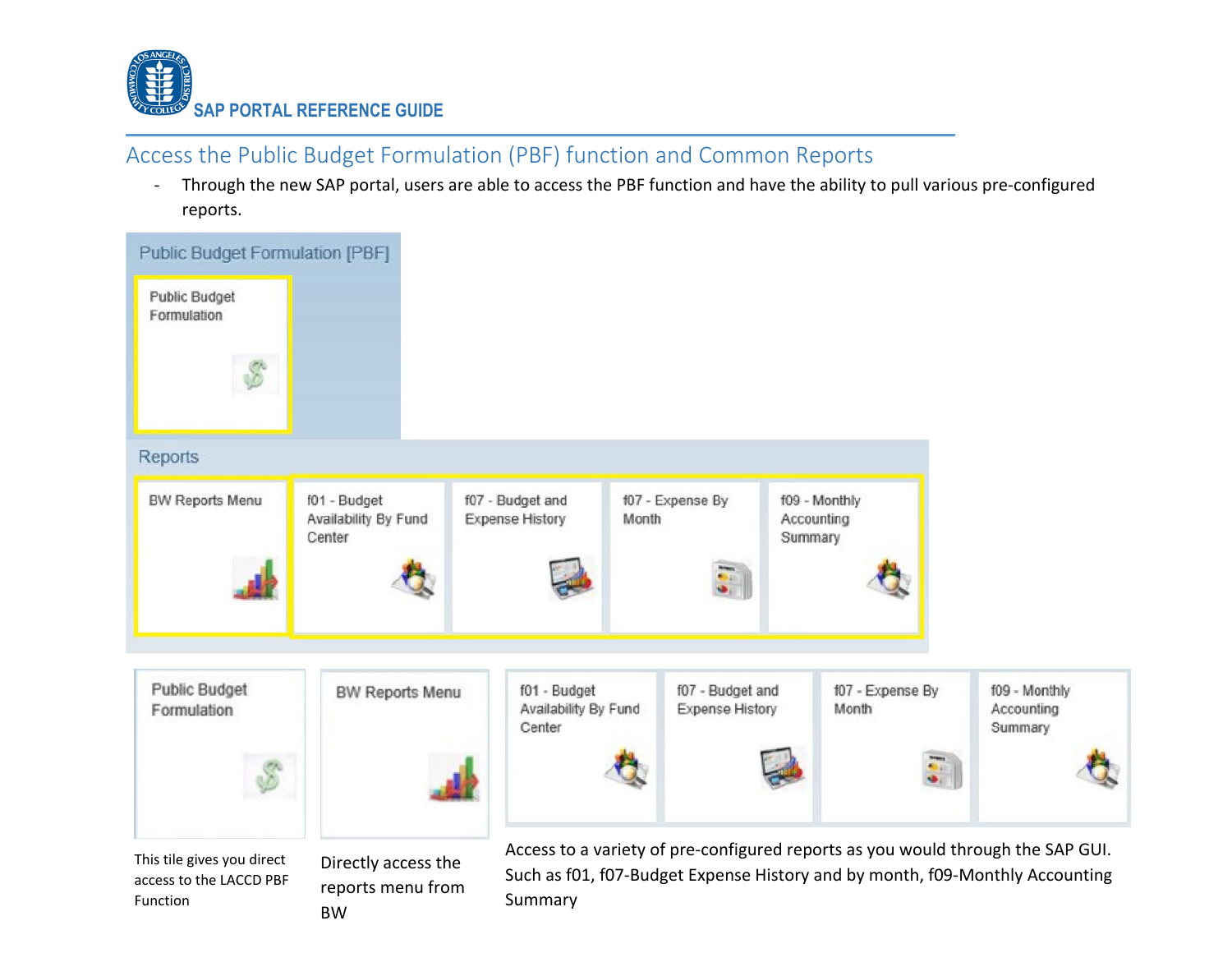## Access the Public Budget Formulation (PBF) function and Common Reports

- Through the new SAP portal, users are able to access the PBF function and have the ability to pull various pre-configured reports.

Public Budget Formulation [PBF]

Public Budget Formulation

Reports

BW Reports Menu

f01 - Budget Availability By Fund Center

f07 - Budget and Expense History

f07 - Expense By Month

f09 - Monthly Accounting Summary

| Public Budget Formulation | BW Reports Menu | f01 - Budget Availability By Fund Center / f07 - Budget and Expense History / f07 - Expense By Month / f09 - Monthly Accounting Summary |
|---|---|---|
| This tile gives you direct access to the LACCD PBF Function | Directly access the reports menu from BW | Access to a variety of pre-configured reports as you would through the SAP GUI. Such as f01, f07-Budget Expense History and by month, f09-Monthly Accounting Summary |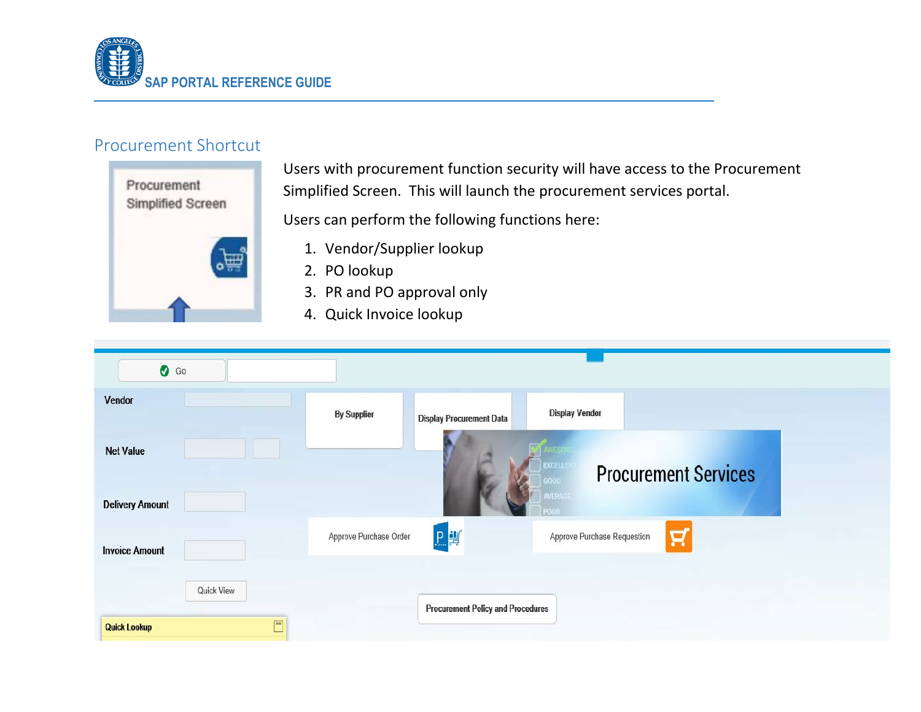## Procurement Shortcut

Users with procurement function security will have access to the Procurement Simplified Screen. This will launch the procurement services portal.

Users can perform the following functions here:

1. Vendor/Supplier lookup
2. PO lookup
3. PR and PO approval only
4. Quick Invoice lookup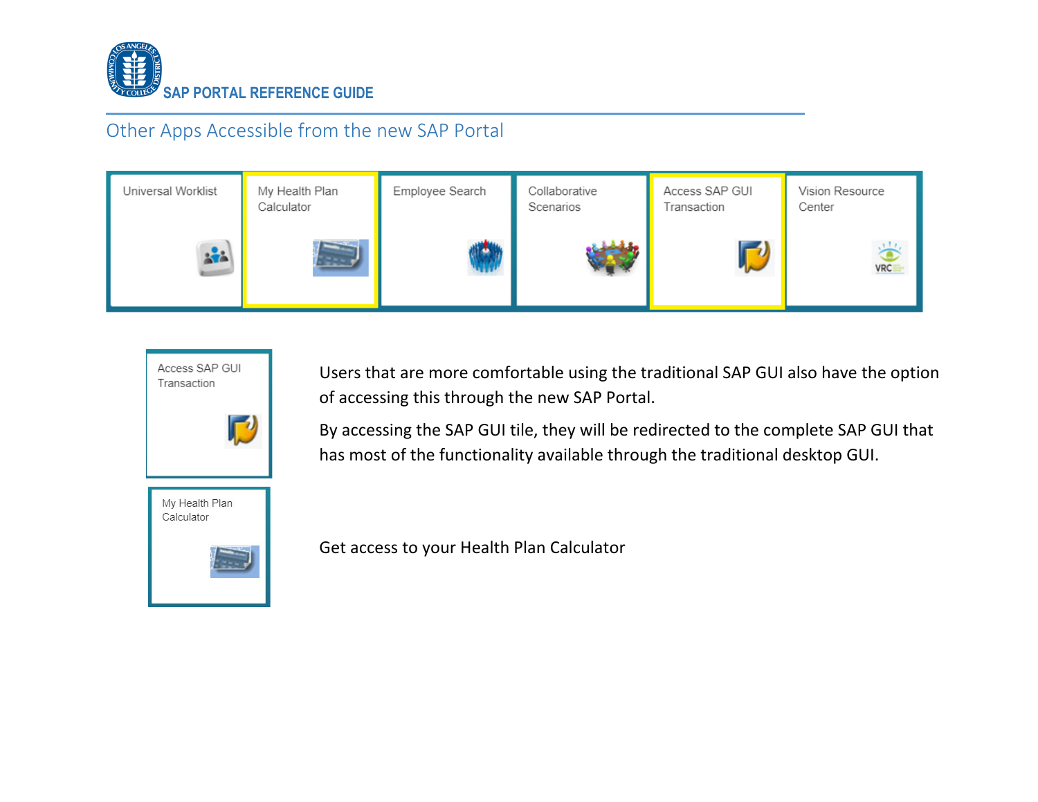## Other Apps Accessible from the new SAP Portal

Universal Worklist

My Health Plan Calculator

Employee Search

Collaborative Scenarios

Access SAP GUI Transaction

Vision Resource Center

Access SAP GUI Transaction

Users that are more comfortable using the traditional SAP GUI also have the option of accessing this through the new SAP Portal.

By accessing the SAP GUI tile, they will be redirected to the complete SAP GUI that has most of the functionality available through the traditional desktop GUI.

My Health Plan Calculator

Get access to your Health Plan Calculator